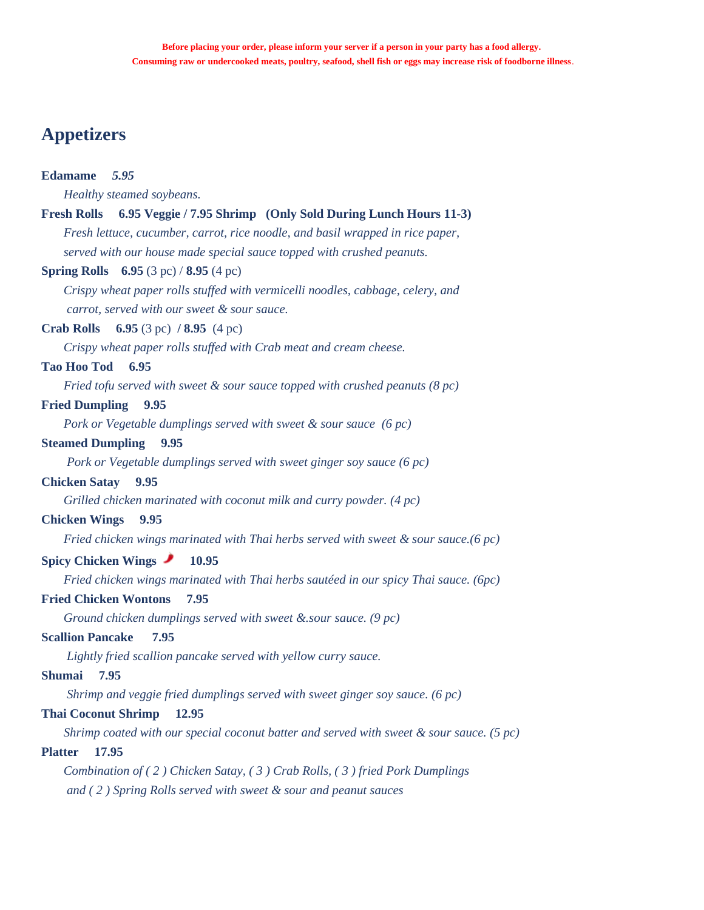**Before placing your order, please inform your server if a person in your party has a food allergy.**
**Consuming raw or undercooked meats, poultry, seafood, shell fish or eggs may increase risk of foodborne illness.**

## Appetizers

**Edamame** *5.95*
*Healthy steamed soybeans.*

**Fresh Rolls 6.95 Veggie / 7.95 Shrimp (Only Sold During Lunch Hours 11-3)**
*Fresh lettuce, cucumber, carrot, rice noodle, and basil wrapped in rice paper, served with our house made special sauce topped with crushed peanuts.*

**Spring Rolls 6.95** (3 pc) / **8.95** (4 pc)
*Crispy wheat paper rolls stuffed with vermicelli noodles, cabbage, celery, and carrot, served with our sweet & sour sauce.*

**Crab Rolls 6.95** (3 pc) **/ 8.95** (4 pc)
*Crispy wheat paper rolls stuffed with Crab meat and cream cheese.*

**Tao Hoo Tod 6.95**
*Fried tofu served with sweet & sour sauce topped with crushed peanuts (8 pc)*

**Fried Dumpling 9.95**
*Pork or Vegetable dumplings served with sweet & sour sauce (6 pc)*

**Steamed Dumpling 9.95**
*Pork or Vegetable dumplings served with sweet ginger soy sauce (6 pc)*

**Chicken Satay 9.95**
*Grilled chicken marinated with coconut milk and curry powder. (4 pc)*

**Chicken Wings 9.95**
*Fried chicken wings marinated with Thai herbs served with sweet & sour sauce.(6 pc)*

**Spicy Chicken Wings 🌶 10.95**
*Fried chicken wings marinated with Thai herbs sautéed in our spicy Thai sauce. (6pc)*

**Fried Chicken Wontons 7.95**
*Ground chicken dumplings served with sweet &.sour sauce. (9 pc)*

**Scallion Pancake 7.95**
*Lightly fried scallion pancake served with yellow curry sauce.*

**Shumai 7.95**
*Shrimp and veggie fried dumplings served with sweet ginger soy sauce. (6 pc)*

**Thai Coconut Shrimp 12.95**
*Shrimp coated with our special coconut batter and served with sweet & sour sauce. (5 pc)*

**Platter 17.95**
*Combination of ( 2 ) Chicken Satay, ( 3 ) Crab Rolls, ( 3 ) fried Pork Dumplings and ( 2 ) Spring Rolls served with sweet & sour and peanut sauces*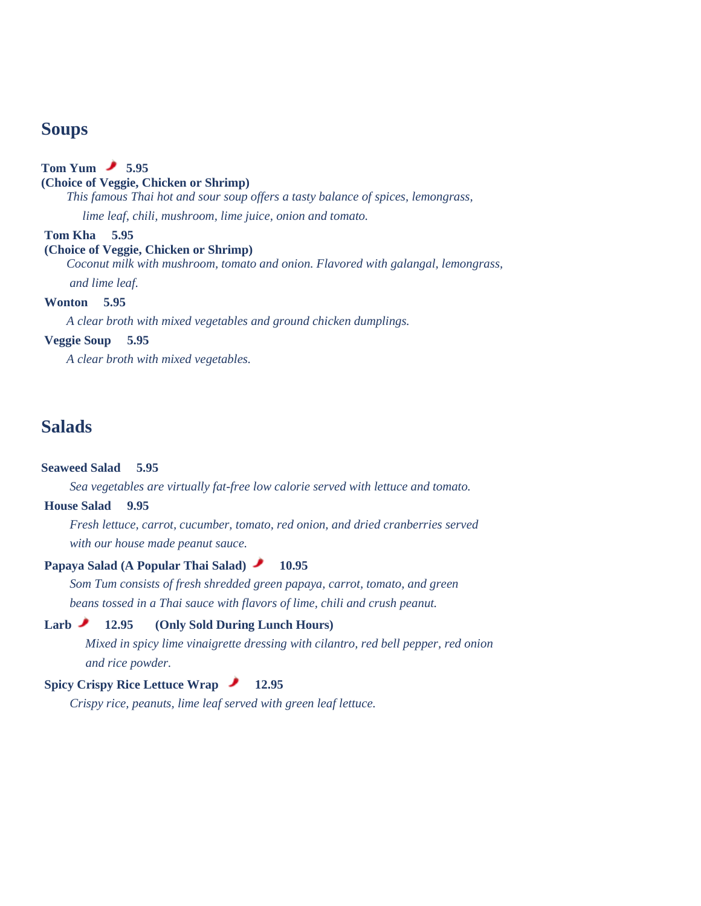## Soups

**Tom Yum 🌶 5.95**
**(Choice of Veggie, Chicken or Shrimp)**

*This famous Thai hot and sour soup offers a tasty balance of spices, lemongrass, lime leaf, chili, mushroom, lime juice, onion and tomato.*

**Tom Kha 5.95**
**(Choice of Veggie, Chicken or Shrimp)**

*Coconut milk with mushroom, tomato and onion. Flavored with galangal, lemongrass, and lime leaf.*

**Wonton 5.95**

*A clear broth with mixed vegetables and ground chicken dumplings.*

**Veggie Soup 5.95**

*A clear broth with mixed vegetables.*

## Salads

**Seaweed Salad 5.95**

*Sea vegetables are virtually fat-free low calorie served with lettuce and tomato.*

**House Salad 9.95**

*Fresh lettuce, carrot, cucumber, tomato, red onion, and dried cranberries served with our house made peanut sauce.*

**Papaya Salad (A Popular Thai Salad) 🌶 10.95**

*Som Tum consists of fresh shredded green papaya, carrot, tomato, and green beans tossed in a Thai sauce with flavors of lime, chili and crush peanut.*

**Larb 🌶 12.95 (Only Sold During Lunch Hours)**

*Mixed in spicy lime vinaigrette dressing with cilantro, red bell pepper, red onion and rice powder.*

**Spicy Crispy Rice Lettuce Wrap 🌶 12.95**

*Crispy rice, peanuts, lime leaf served with green leaf lettuce.*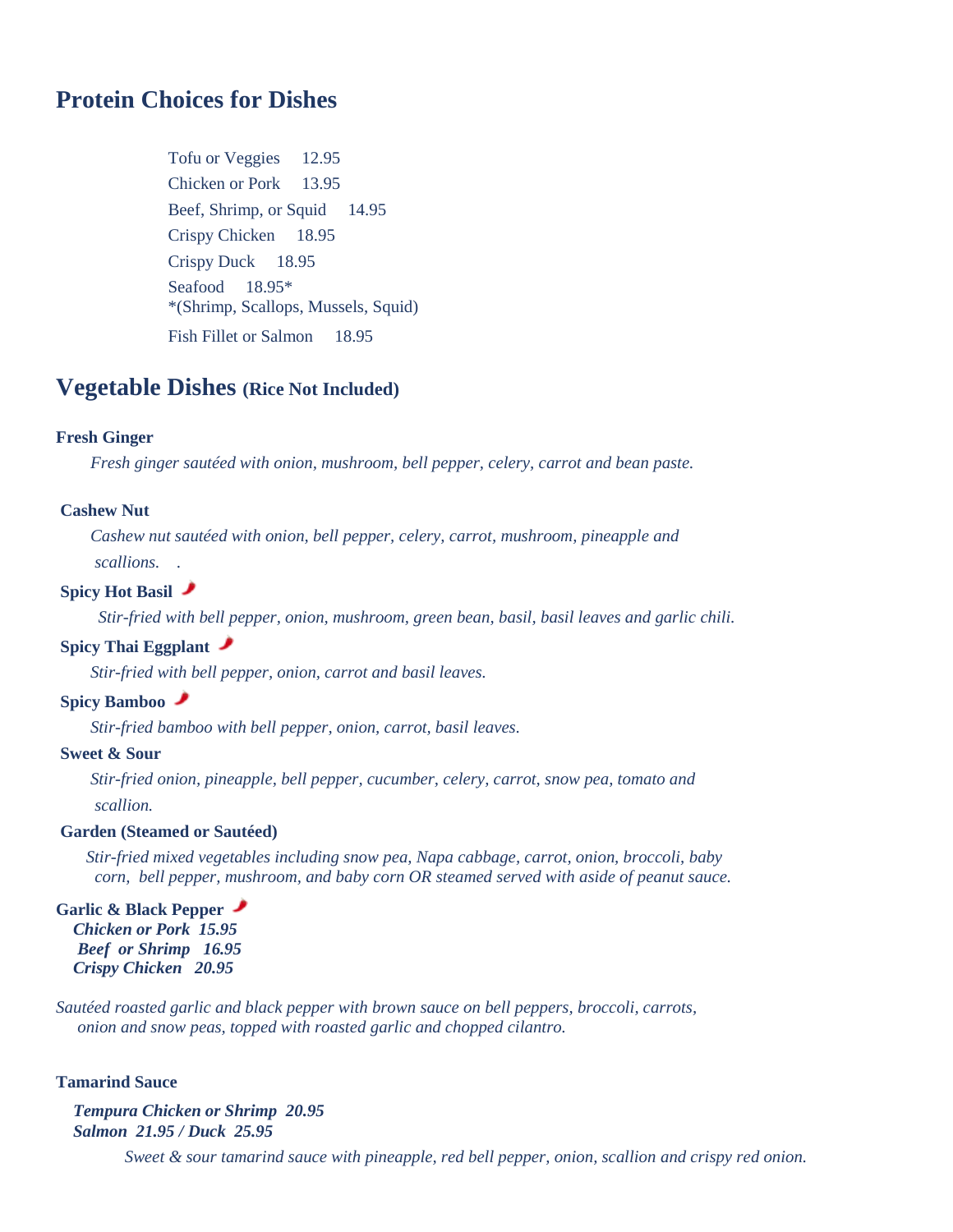## Protein Choices for Dishes

Tofu or Veggies 12.95
Chicken or Pork 13.95
Beef, Shrimp, or Squid 14.95
Crispy Chicken 18.95
Crispy Duck 18.95
Seafood 18.95*
*(Shrimp, Scallops, Mussels, Squid)
Fish Fillet or Salmon 18.95

## Vegetable Dishes (Rice Not Included)

**Fresh Ginger**

*Fresh ginger sautéed with onion, mushroom, bell pepper, celery, carrot and bean paste.*

**Cashew Nut**

*Cashew nut sautéed with onion, bell pepper, celery, carrot, mushroom, pineapple and scallions.*

**Spicy Hot Basil**

*Stir-fried with bell pepper, onion, mushroom, green bean, basil, basil leaves and garlic chili.*

**Spicy Thai Eggplant**

*Stir-fried with bell pepper, onion, carrot and basil leaves.*

**Spicy Bamboo**

*Stir-fried bamboo with bell pepper, onion, carrot, basil leaves.*

**Sweet & Sour**

*Stir-fried onion, pineapple, bell pepper, cucumber, celery, carrot, snow pea, tomato and scallion.*

**Garden (Steamed or Sautéed)**

*Stir-fried mixed vegetables including snow pea, Napa cabbage, carrot, onion, broccoli, baby corn, bell pepper, mushroom, and baby corn OR steamed served with aside of peanut sauce.*

**Garlic & Black Pepper**
***Chicken or Pork 15.95***
***Beef or Shrimp 16.95***
***Crispy Chicken 20.95***

*Sautéed roasted garlic and black pepper with brown sauce on bell peppers, broccoli, carrots, onion and snow peas, topped with roasted garlic and chopped cilantro.*

**Tamarind Sauce**

***Tempura Chicken or Shrimp 20.95***
***Salmon 21.95 / Duck 25.95***

*Sweet & sour tamarind sauce with pineapple, red bell pepper, onion, scallion and crispy red onion.*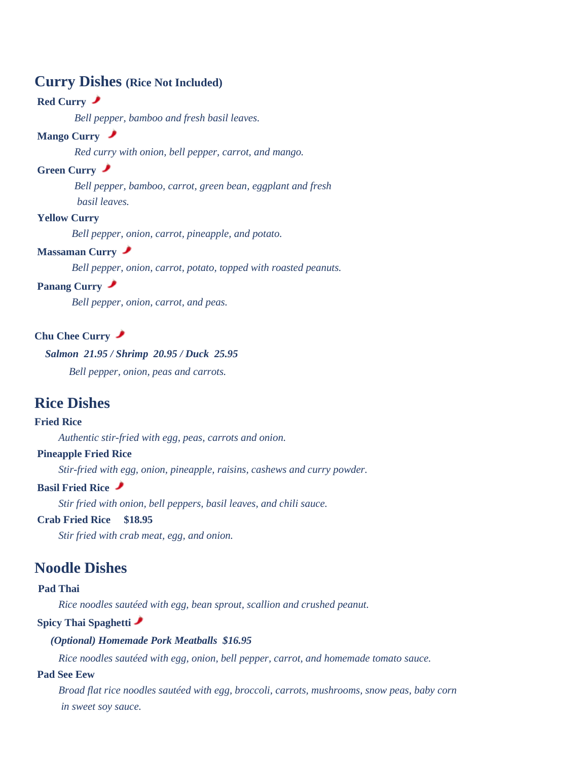## Curry Dishes (Rice Not Included)

**Red Curry** 🌶

*Bell pepper, bamboo and fresh basil leaves.*

**Mango Curry** 🌶

*Red curry with onion, bell pepper, carrot, and mango.*

**Green Curry** 🌶

*Bell pepper, bamboo, carrot, green bean, eggplant and fresh basil leaves.*

**Yellow Curry**

*Bell pepper, onion, carrot, pineapple, and potato.*

**Massaman Curry** 🌶

*Bell pepper, onion, carrot, potato, topped with roasted peanuts.*

**Panang Curry** 🌶

*Bell pepper, onion, carrot, and peas.*

**Chu Chee Curry** 🌶

***Salmon 21.95 / Shrimp 20.95 / Duck 25.95***

*Bell pepper, onion, peas and carrots.*

## Rice Dishes

**Fried Rice**

*Authentic stir-fried with egg, peas, carrots and onion.*

**Pineapple Fried Rice**

*Stir-fried with egg, onion, pineapple, raisins, cashews and curry powder.*

**Basil Fried Rice** 🌶

*Stir fried with onion, bell peppers, basil leaves, and chili sauce.*

**Crab Fried Rice $18.95**

*Stir fried with crab meat, egg, and onion.*

## Noodle Dishes

**Pad Thai**

*Rice noodles sautéed with egg, bean sprout, scallion and crushed peanut.*

**Spicy Thai Spaghetti** 🌶

***(Optional) Homemade Pork Meatballs $16.95***

*Rice noodles sautéed with egg, onion, bell pepper, carrot, and homemade tomato sauce.*

**Pad See Eew**

*Broad flat rice noodles sautéed with egg, broccoli, carrots, mushrooms, snow peas, baby corn in sweet soy sauce.*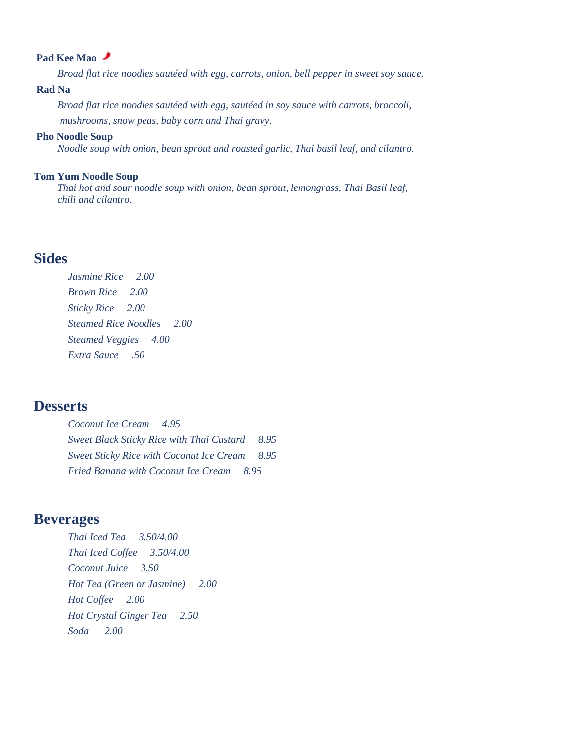**Pad Kee Mao** 🌶

*Broad flat rice noodles sautéed with egg, carrots, onion, bell pepper in sweet soy sauce.*

**Rad Na**

*Broad flat rice noodles sautéed with egg, sautéed in soy sauce with carrots, broccoli, mushrooms, snow peas, baby corn and Thai gravy.*

**Pho Noodle Soup**

*Noodle soup with onion, bean sprout and roasted garlic, Thai basil leaf, and cilantro.*

**Tom Yum Noodle Soup**

*Thai hot and sour noodle soup with onion, bean sprout, lemongrass, Thai Basil leaf, chili and cilantro.*

## Sides

*Jasmine Rice 2.00*

*Brown Rice 2.00*

*Sticky Rice 2.00*

*Steamed Rice Noodles 2.00*

*Steamed Veggies 4.00*

*Extra Sauce .50*

## Desserts

*Coconut Ice Cream 4.95*

*Sweet Black Sticky Rice with Thai Custard 8.95*

*Sweet Sticky Rice with Coconut Ice Cream 8.95*

*Fried Banana with Coconut Ice Cream 8.95*

## Beverages

*Thai Iced Tea 3.50/4.00*

*Thai Iced Coffee 3.50/4.00*

*Coconut Juice 3.50*

*Hot Tea (Green or Jasmine) 2.00*

*Hot Coffee 2.00*

*Hot Crystal Ginger Tea 2.50*

*Soda 2.00*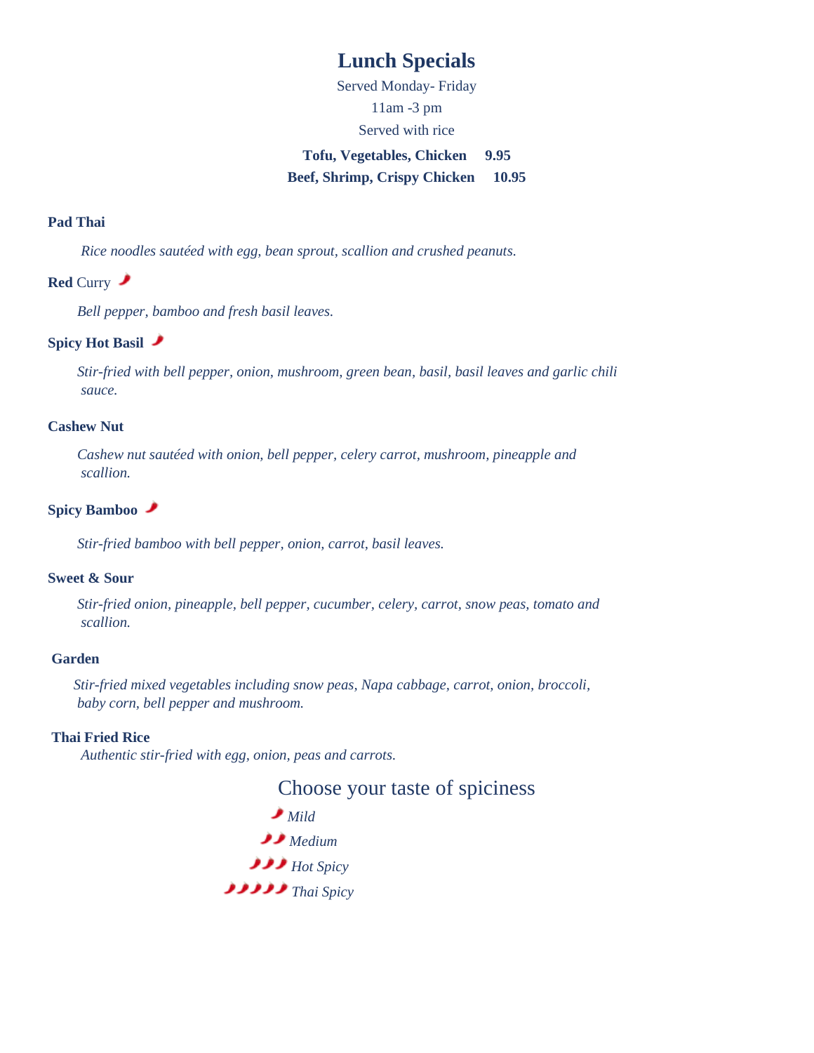# Lunch Specials

Served Monday- Friday

11am -3 pm

Served with rice

**Tofu, Vegetables, Chicken 9.95**

**Beef, Shrimp, Crispy Chicken 10.95**

**Pad Thai**

*Rice noodles sautéed with egg, bean sprout, scallion and crushed peanuts.*

**Red** Curry 🌶

*Bell pepper, bamboo and fresh basil leaves.*

**Spicy Hot Basil** 🌶

*Stir-fried with bell pepper, onion, mushroom, green bean, basil, basil leaves and garlic chili sauce.*

**Cashew Nut**

*Cashew nut sautéed with onion, bell pepper, celery carrot, mushroom, pineapple and scallion.*

**Spicy Bamboo** 🌶

*Stir-fried bamboo with bell pepper, onion, carrot, basil leaves.*

**Sweet & Sour**

*Stir-fried onion, pineapple, bell pepper, cucumber, celery, carrot, snow peas, tomato and scallion.*

**Garden**

*Stir-fried mixed vegetables including snow peas, Napa cabbage, carrot, onion, broccoli, baby corn, bell pepper and mushroom.*

**Thai Fried Rice**

*Authentic stir-fried with egg, onion, peas and carrots.*

Choose your taste of spiciness

🌶 *Mild*

🌶🌶 *Medium*

🌶🌶🌶 *Hot Spicy*

🌶🌶🌶🌶🌶 *Thai Spicy*